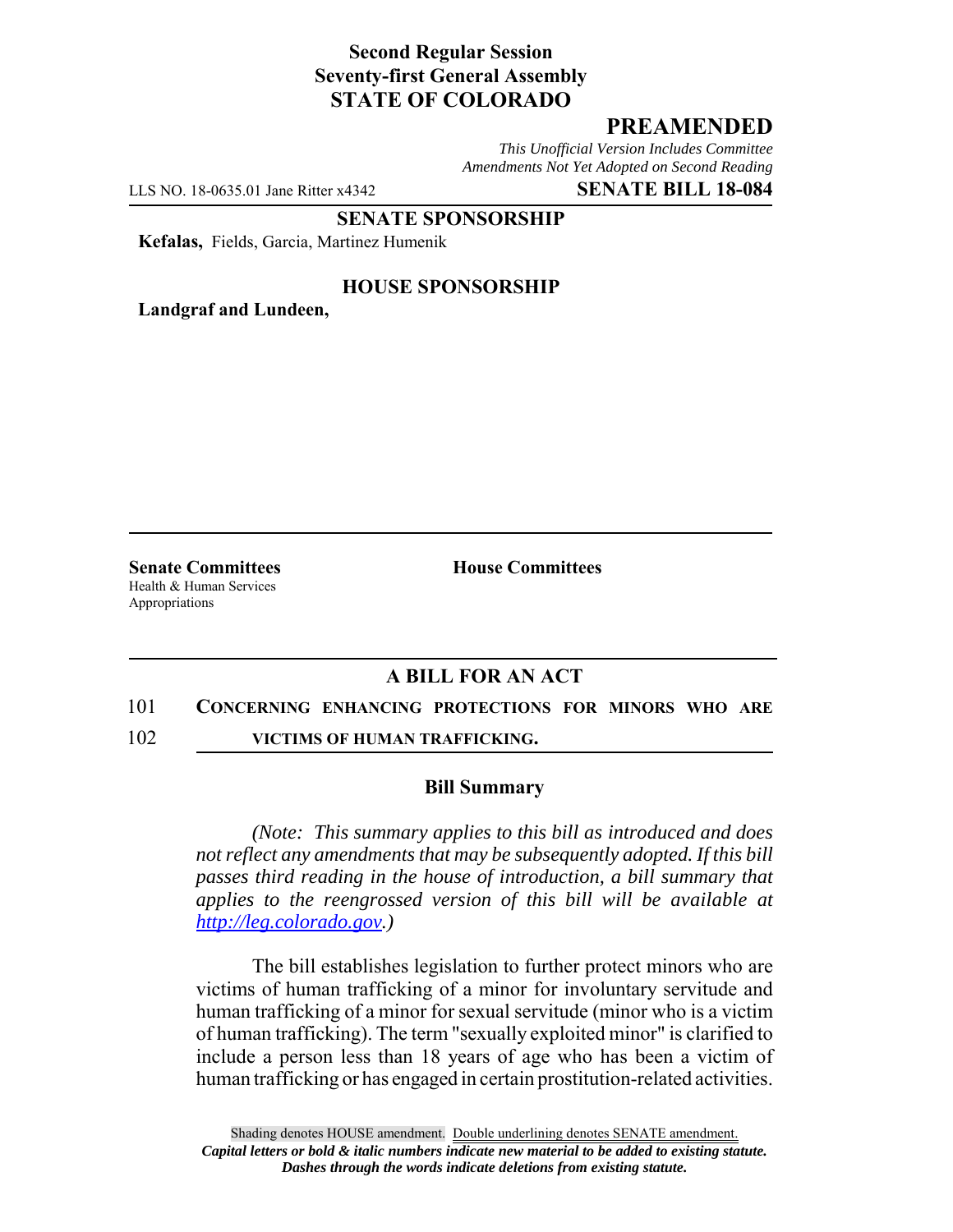**Second Regular Session**
**Seventy-first General Assembly**
**STATE OF COLORADO**

## PREAMENDED

*This Unofficial Version Includes Committee Amendments Not Yet Adopted on Second Reading*

LLS NO. 18-0635.01 Jane Ritter x4342 **SENATE BILL 18-084**

**SENATE SPONSORSHIP**

**Kefalas,** Fields, Garcia, Martinez Humenik

**HOUSE SPONSORSHIP**

**Landgraf and Lundeen,**

**Senate Committees**
Health & Human Services
Appropriations

**House Committees**

## A BILL FOR AN ACT

101 **CONCERNING ENHANCING PROTECTIONS FOR MINORS WHO ARE**
102 **VICTIMS OF HUMAN TRAFFICKING.**

### Bill Summary

*(Note: This summary applies to this bill as introduced and does not reflect any amendments that may be subsequently adopted. If this bill passes third reading in the house of introduction, a bill summary that applies to the reengrossed version of this bill will be available at http://leg.colorado.gov.)*

The bill establishes legislation to further protect minors who are victims of human trafficking of a minor for involuntary servitude and human trafficking of a minor for sexual servitude (minor who is a victim of human trafficking). The term "sexually exploited minor" is clarified to include a person less than 18 years of age who has been a victim of human trafficking or has engaged in certain prostitution-related activities.

Shading denotes HOUSE amendment. Double underlining denotes SENATE amendment.
*Capital letters or bold & italic numbers indicate new material to be added to existing statute.*
*Dashes through the words indicate deletions from existing statute.*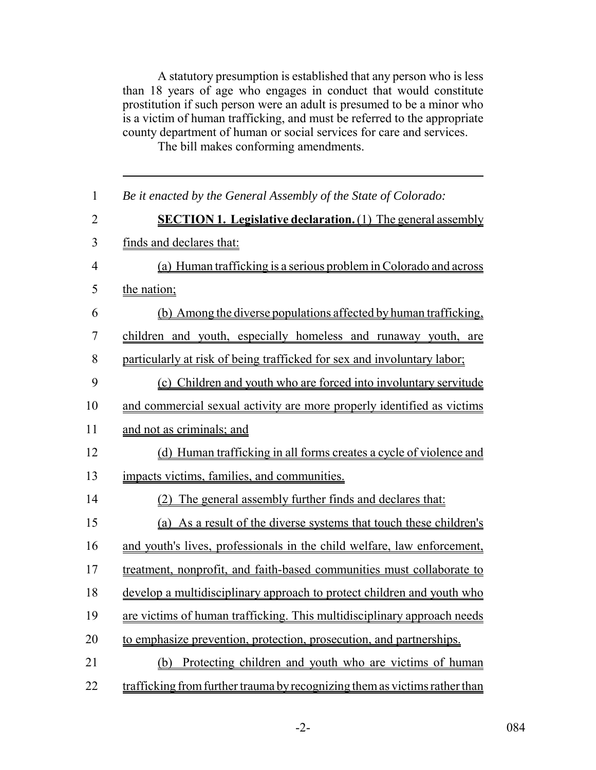A statutory presumption is established that any person who is less than 18 years of age who engages in conduct that would constitute prostitution if such person were an adult is presumed to be a minor who is a victim of human trafficking, and must be referred to the appropriate county department of human or social services for care and services.

The bill makes conforming amendments.

---

1 *Be it enacted by the General Assembly of the State of Colorado:*

2 **SECTION 1. Legislative declaration.** (1) The general assembly
3 finds and declares that:

4 (a) Human trafficking is a serious problem in Colorado and across
5 the nation;

6 (b) Among the diverse populations affected by human trafficking,
7 children and youth, especially homeless and runaway youth, are
8 particularly at risk of being trafficked for sex and involuntary labor;

9 (c) Children and youth who are forced into involuntary servitude
10 and commercial sexual activity are more properly identified as victims
11 and not as criminals; and

12 (d) Human trafficking in all forms creates a cycle of violence and
13 impacts victims, families, and communities.

14 (2) The general assembly further finds and declares that:

15 (a) As a result of the diverse systems that touch these children's
16 and youth's lives, professionals in the child welfare, law enforcement,
17 treatment, nonprofit, and faith-based communities must collaborate to
18 develop a multidisciplinary approach to protect children and youth who
19 are victims of human trafficking. This multidisciplinary approach needs
20 to emphasize prevention, protection, prosecution, and partnerships.

21 (b) Protecting children and youth who are victims of human
22 trafficking from further trauma by recognizing them as victims rather than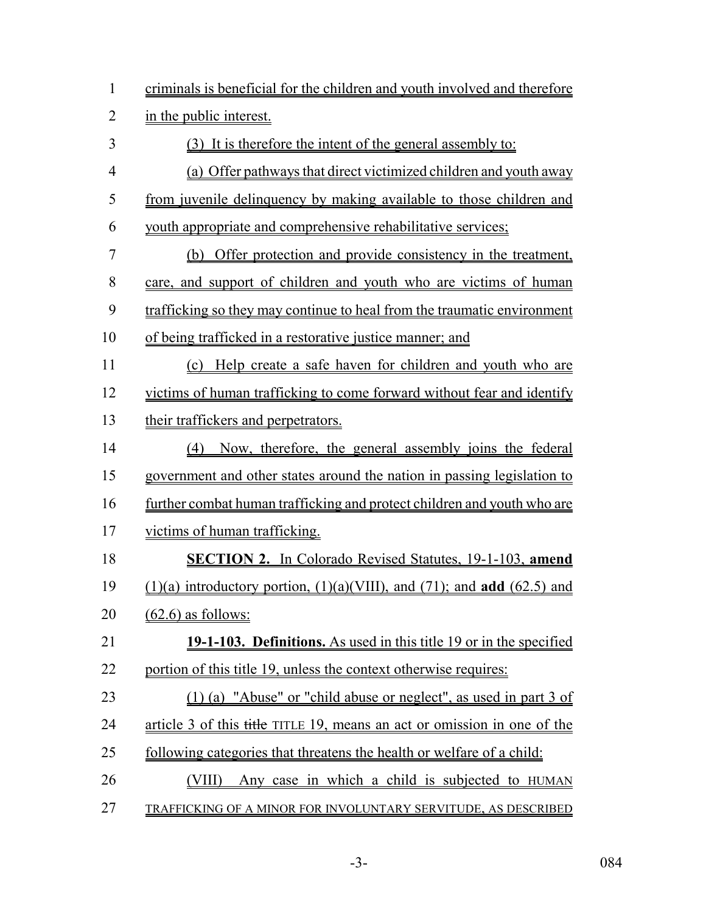criminals is beneficial for the children and youth involved and therefore in the public interest.

(3) It is therefore the intent of the general assembly to:

(a) Offer pathways that direct victimized children and youth away from juvenile delinquency by making available to those children and youth appropriate and comprehensive rehabilitative services;

(b) Offer protection and provide consistency in the treatment, care, and support of children and youth who are victims of human trafficking so they may continue to heal from the traumatic environment of being trafficked in a restorative justice manner; and

(c) Help create a safe haven for children and youth who are victims of human trafficking to come forward without fear and identify their traffickers and perpetrators.

(4) Now, therefore, the general assembly joins the federal government and other states around the nation in passing legislation to further combat human trafficking and protect children and youth who are victims of human trafficking.

**SECTION 2.** In Colorado Revised Statutes, 19-1-103, **amend** (1)(a) introductory portion, (1)(a)(VIII), and (71); and **add** (62.5) and (62.6) as follows:

**19-1-103. Definitions.** As used in this title 19 or in the specified portion of this title 19, unless the context otherwise requires:

(1) (a) "Abuse" or "child abuse or neglect", as used in part 3 of article 3 of this ~~title~~ TITLE 19, means an act or omission in one of the following categories that threatens the health or welfare of a child:

(VIII) Any case in which a child is subjected to HUMAN TRAFFICKING OF A MINOR FOR INVOLUNTARY SERVITUDE, AS DESCRIBED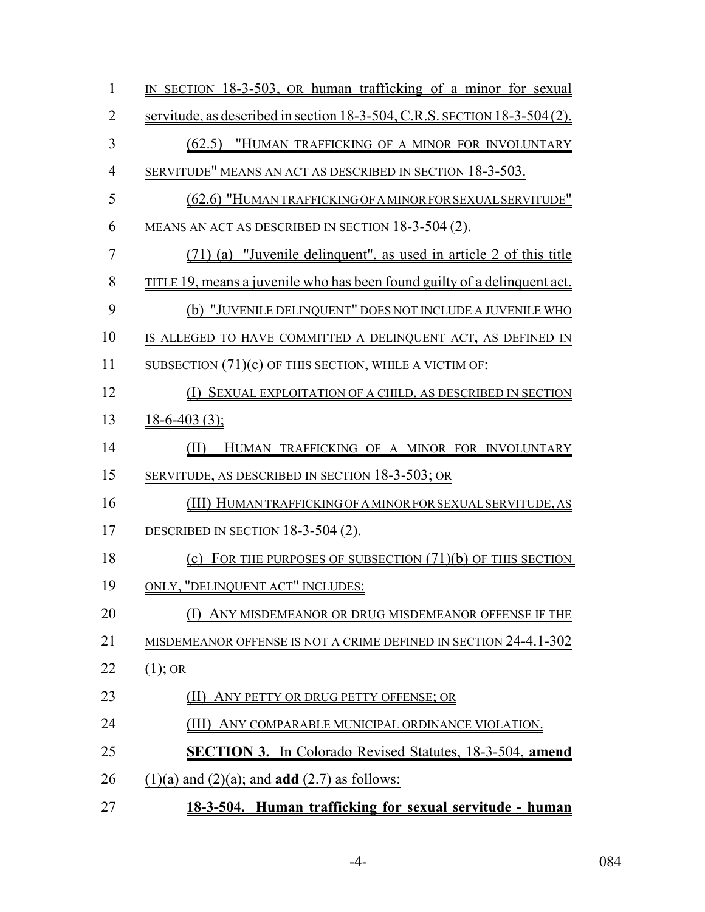IN SECTION 18-3-503, OR human trafficking of a minor for sexual servitude, as described in ~~section 18-3-504, C.R.S.~~ SECTION 18-3-504 (2).

(62.5) "HUMAN TRAFFICKING OF A MINOR FOR INVOLUNTARY SERVITUDE" MEANS AN ACT AS DESCRIBED IN SECTION 18-3-503.

(62.6) "HUMAN TRAFFICKING OF A MINOR FOR SEXUAL SERVITUDE" MEANS AN ACT AS DESCRIBED IN SECTION 18-3-504 (2).

(71) (a) "Juvenile delinquent", as used in article 2 of this ~~title~~ TITLE 19, means a juvenile who has been found guilty of a delinquent act.

(b) "JUVENILE DELINQUENT" DOES NOT INCLUDE A JUVENILE WHO IS ALLEGED TO HAVE COMMITTED A DELINQUENT ACT, AS DEFINED IN SUBSECTION (71)(c) OF THIS SECTION, WHILE A VICTIM OF:

(I) SEXUAL EXPLOITATION OF A CHILD, AS DESCRIBED IN SECTION 18-6-403 (3);

(II) HUMAN TRAFFICKING OF A MINOR FOR INVOLUNTARY SERVITUDE, AS DESCRIBED IN SECTION 18-3-503; OR

(III) HUMAN TRAFFICKING OF A MINOR FOR SEXUAL SERVITUDE, AS DESCRIBED IN SECTION 18-3-504 (2).

(c) FOR THE PURPOSES OF SUBSECTION (71)(b) OF THIS SECTION ONLY, "DELINQUENT ACT" INCLUDES:

(I) ANY MISDEMEANOR OR DRUG MISDEMEANOR OFFENSE IF THE MISDEMEANOR OFFENSE IS NOT A CRIME DEFINED IN SECTION 24-4.1-302 (1); OR

(II) ANY PETTY OR DRUG PETTY OFFENSE; OR

(III) ANY COMPARABLE MUNICIPAL ORDINANCE VIOLATION.

**SECTION 3.** In Colorado Revised Statutes, 18-3-504, **amend** (1)(a) and (2)(a); and **add** (2.7) as follows:

**18-3-504. Human trafficking for sexual servitude - human**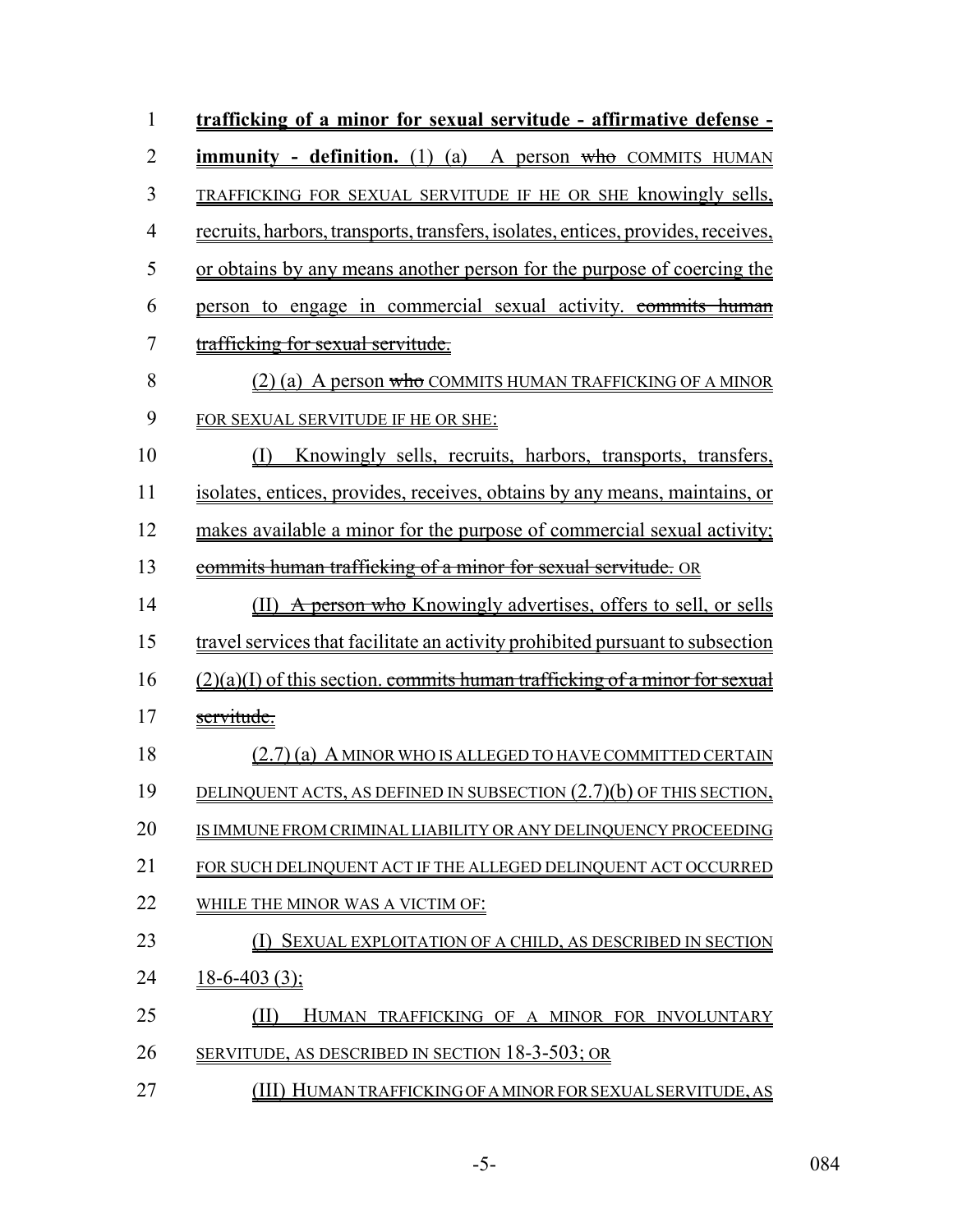**trafficking of a minor for sexual servitude - affirmative defense - immunity - definition.** (1) (a) A person ~~who~~ COMMITS HUMAN TRAFFICKING FOR SEXUAL SERVITUDE IF HE OR SHE knowingly sells, recruits, harbors, transports, transfers, isolates, entices, provides, receives, or obtains by any means another person for the purpose of coercing the person to engage in commercial sexual activity. ~~commits human trafficking for sexual servitude.~~

(2) (a) A person ~~who~~ COMMITS HUMAN TRAFFICKING OF A MINOR FOR SEXUAL SERVITUDE IF HE OR SHE:

(I) Knowingly sells, recruits, harbors, transports, transfers, isolates, entices, provides, receives, obtains by any means, maintains, or makes available a minor for the purpose of commercial sexual activity; ~~commits human trafficking of a minor for sexual servitude.~~ OR

(II) ~~A person who~~ Knowingly advertises, offers to sell, or sells travel services that facilitate an activity prohibited pursuant to subsection (2)(a)(I) of this section. ~~commits human trafficking of a minor for sexual servitude.~~

(2.7) (a) A MINOR WHO IS ALLEGED TO HAVE COMMITTED CERTAIN DELINQUENT ACTS, AS DEFINED IN SUBSECTION (2.7)(b) OF THIS SECTION, IS IMMUNE FROM CRIMINAL LIABILITY OR ANY DELINQUENCY PROCEEDING FOR SUCH DELINQUENT ACT IF THE ALLEGED DELINQUENT ACT OCCURRED WHILE THE MINOR WAS A VICTIM OF:

(I) SEXUAL EXPLOITATION OF A CHILD, AS DESCRIBED IN SECTION 18-6-403 (3);

(II) HUMAN TRAFFICKING OF A MINOR FOR INVOLUNTARY SERVITUDE, AS DESCRIBED IN SECTION 18-3-503; OR

(III) HUMAN TRAFFICKING OF A MINOR FOR SEXUAL SERVITUDE, AS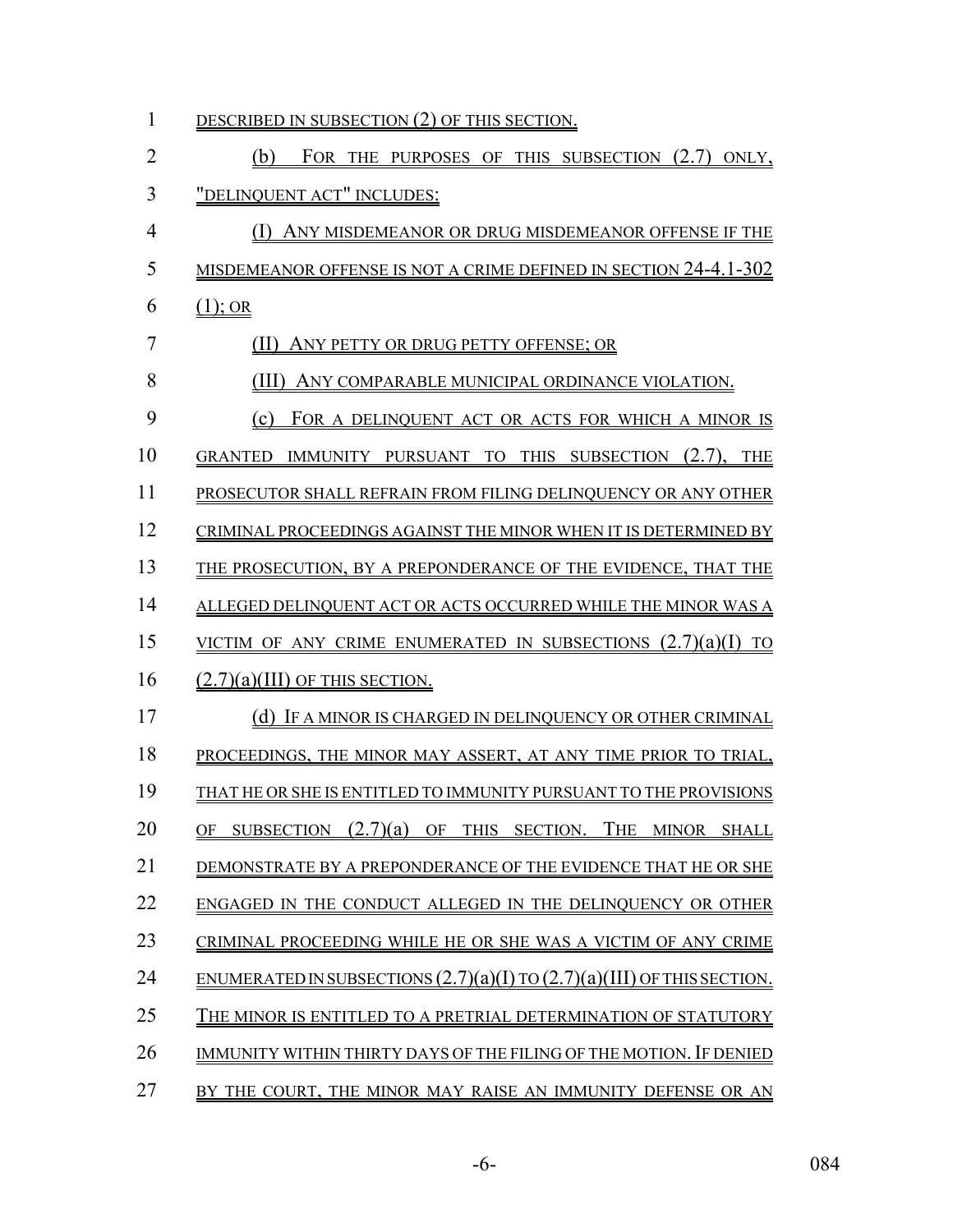DESCRIBED IN SUBSECTION (2) OF THIS SECTION.

(b) FOR THE PURPOSES OF THIS SUBSECTION (2.7) ONLY, "DELINQUENT ACT" INCLUDES:

(I) ANY MISDEMEANOR OR DRUG MISDEMEANOR OFFENSE IF THE MISDEMEANOR OFFENSE IS NOT A CRIME DEFINED IN SECTION 24-4.1-302 (1); OR

(II) ANY PETTY OR DRUG PETTY OFFENSE; OR

(III) ANY COMPARABLE MUNICIPAL ORDINANCE VIOLATION.

(c) FOR A DELINQUENT ACT OR ACTS FOR WHICH A MINOR IS GRANTED IMMUNITY PURSUANT TO THIS SUBSECTION (2.7), THE PROSECUTOR SHALL REFRAIN FROM FILING DELINQUENCY OR ANY OTHER CRIMINAL PROCEEDINGS AGAINST THE MINOR WHEN IT IS DETERMINED BY THE PROSECUTION, BY A PREPONDERANCE OF THE EVIDENCE, THAT THE ALLEGED DELINQUENT ACT OR ACTS OCCURRED WHILE THE MINOR WAS A VICTIM OF ANY CRIME ENUMERATED IN SUBSECTIONS (2.7)(a)(I) TO (2.7)(a)(III) OF THIS SECTION.

(d) IF A MINOR IS CHARGED IN DELINQUENCY OR OTHER CRIMINAL PROCEEDINGS, THE MINOR MAY ASSERT, AT ANY TIME PRIOR TO TRIAL, THAT HE OR SHE IS ENTITLED TO IMMUNITY PURSUANT TO THE PROVISIONS OF SUBSECTION (2.7)(a) OF THIS SECTION. THE MINOR SHALL DEMONSTRATE BY A PREPONDERANCE OF THE EVIDENCE THAT HE OR SHE ENGAGED IN THE CONDUCT ALLEGED IN THE DELINQUENCY OR OTHER CRIMINAL PROCEEDING WHILE HE OR SHE WAS A VICTIM OF ANY CRIME ENUMERATED IN SUBSECTIONS (2.7)(a)(I) TO (2.7)(a)(III) OF THIS SECTION. THE MINOR IS ENTITLED TO A PRETRIAL DETERMINATION OF STATUTORY IMMUNITY WITHIN THIRTY DAYS OF THE FILING OF THE MOTION. IF DENIED BY THE COURT, THE MINOR MAY RAISE AN IMMUNITY DEFENSE OR AN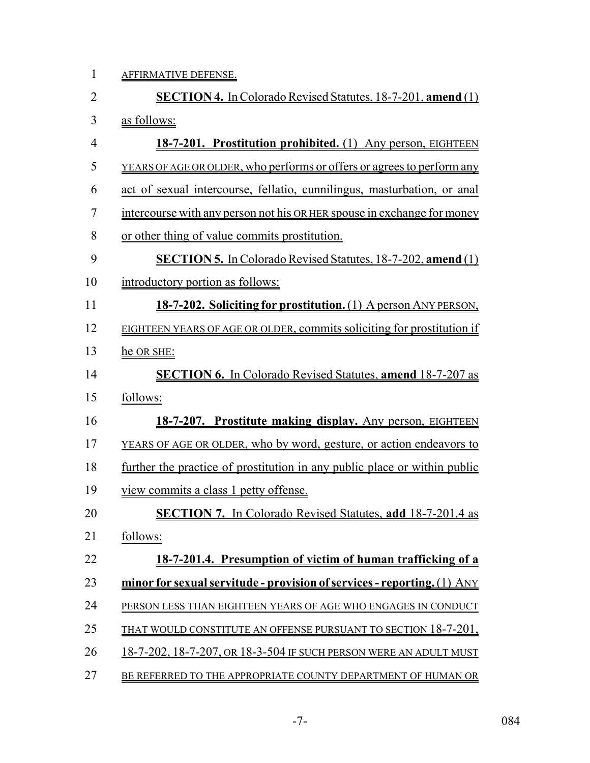AFFIRMATIVE DEFENSE.

**SECTION 4.** In Colorado Revised Statutes, 18-7-201, **amend** (1) as follows:

**18-7-201. Prostitution prohibited.** (1) Any person, EIGHTEEN YEARS OF AGE OR OLDER, who performs or offers or agrees to perform any act of sexual intercourse, fellatio, cunnilingus, masturbation, or anal intercourse with any person not his OR HER spouse in exchange for money or other thing of value commits prostitution.

**SECTION 5.** In Colorado Revised Statutes, 18-7-202, **amend** (1) introductory portion as follows:

**18-7-202. Soliciting for prostitution.** (1) ~~A person~~ ANY PERSON, EIGHTEEN YEARS OF AGE OR OLDER, commits soliciting for prostitution if he OR SHE:

**SECTION 6.** In Colorado Revised Statutes, **amend** 18-7-207 as follows:

**18-7-207. Prostitute making display.** Any person, EIGHTEEN YEARS OF AGE OR OLDER, who by word, gesture, or action endeavors to further the practice of prostitution in any public place or within public view commits a class 1 petty offense.

**SECTION 7.** In Colorado Revised Statutes, **add** 18-7-201.4 as follows:

**18-7-201.4. Presumption of victim of human trafficking of a minor for sexual servitude - provision of services - reporting.** (1) ANY PERSON LESS THAN EIGHTEEN YEARS OF AGE WHO ENGAGES IN CONDUCT THAT WOULD CONSTITUTE AN OFFENSE PURSUANT TO SECTION 18-7-201, 18-7-202, 18-7-207, OR 18-3-504 IF SUCH PERSON WERE AN ADULT MUST BE REFERRED TO THE APPROPRIATE COUNTY DEPARTMENT OF HUMAN OR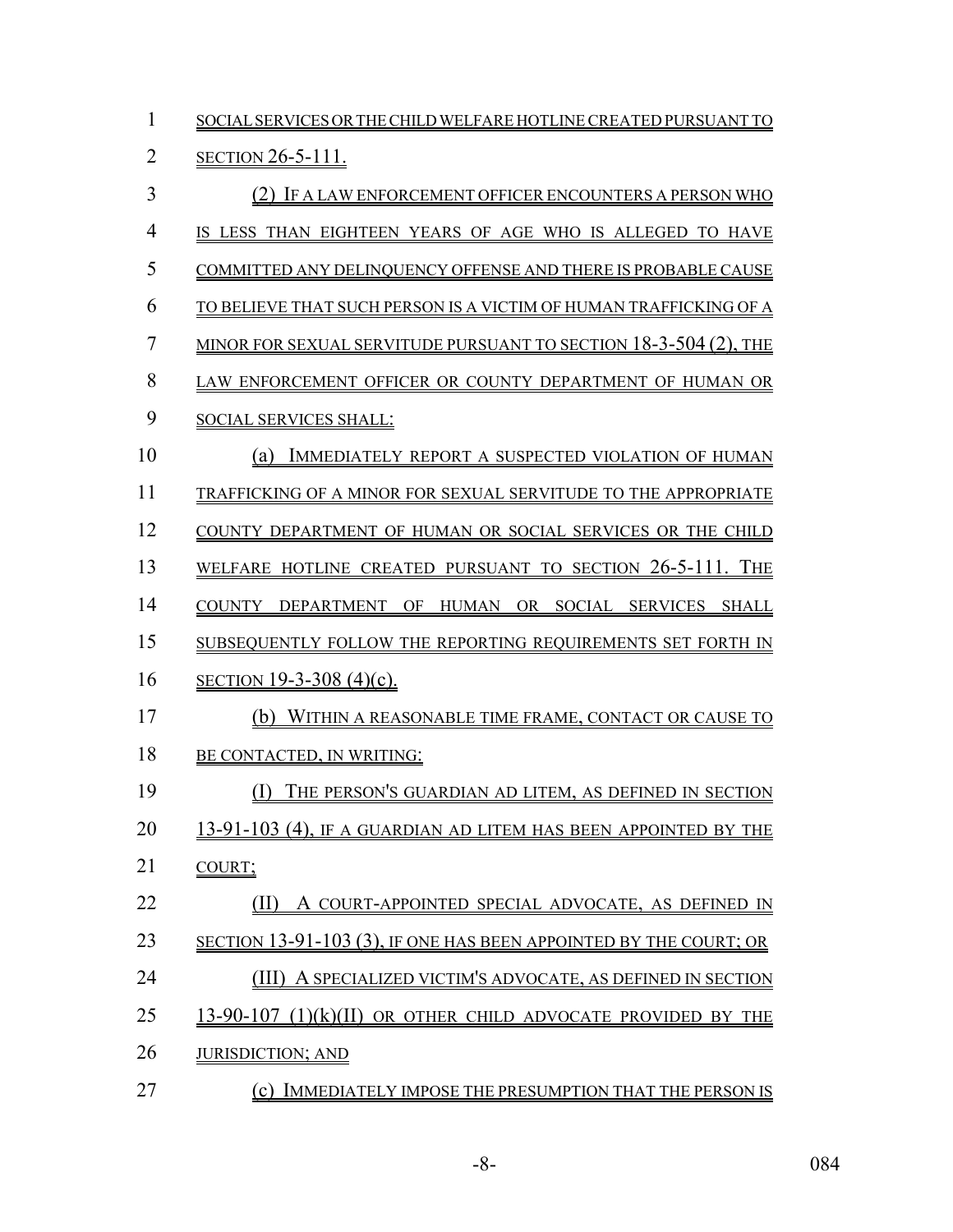SOCIAL SERVICES OR THE CHILD WELFARE HOTLINE CREATED PURSUANT TO SECTION 26-5-111.

(2) IF A LAW ENFORCEMENT OFFICER ENCOUNTERS A PERSON WHO IS LESS THAN EIGHTEEN YEARS OF AGE WHO IS ALLEGED TO HAVE COMMITTED ANY DELINQUENCY OFFENSE AND THERE IS PROBABLE CAUSE TO BELIEVE THAT SUCH PERSON IS A VICTIM OF HUMAN TRAFFICKING OF A MINOR FOR SEXUAL SERVITUDE PURSUANT TO SECTION 18-3-504 (2), THE LAW ENFORCEMENT OFFICER OR COUNTY DEPARTMENT OF HUMAN OR SOCIAL SERVICES SHALL:

(a) IMMEDIATELY REPORT A SUSPECTED VIOLATION OF HUMAN TRAFFICKING OF A MINOR FOR SEXUAL SERVITUDE TO THE APPROPRIATE COUNTY DEPARTMENT OF HUMAN OR SOCIAL SERVICES OR THE CHILD WELFARE HOTLINE CREATED PURSUANT TO SECTION 26-5-111. THE COUNTY DEPARTMENT OF HUMAN OR SOCIAL SERVICES SHALL SUBSEQUENTLY FOLLOW THE REPORTING REQUIREMENTS SET FORTH IN SECTION 19-3-308 (4)(c).

(b) WITHIN A REASONABLE TIME FRAME, CONTACT OR CAUSE TO BE CONTACTED, IN WRITING:

(I) THE PERSON'S GUARDIAN AD LITEM, AS DEFINED IN SECTION 13-91-103 (4), IF A GUARDIAN AD LITEM HAS BEEN APPOINTED BY THE COURT;

(II) A COURT-APPOINTED SPECIAL ADVOCATE, AS DEFINED IN SECTION 13-91-103 (3), IF ONE HAS BEEN APPOINTED BY THE COURT; OR

(III) A SPECIALIZED VICTIM'S ADVOCATE, AS DEFINED IN SECTION 13-90-107 (1)(k)(II) OR OTHER CHILD ADVOCATE PROVIDED BY THE JURISDICTION; AND

(c) IMMEDIATELY IMPOSE THE PRESUMPTION THAT THE PERSON IS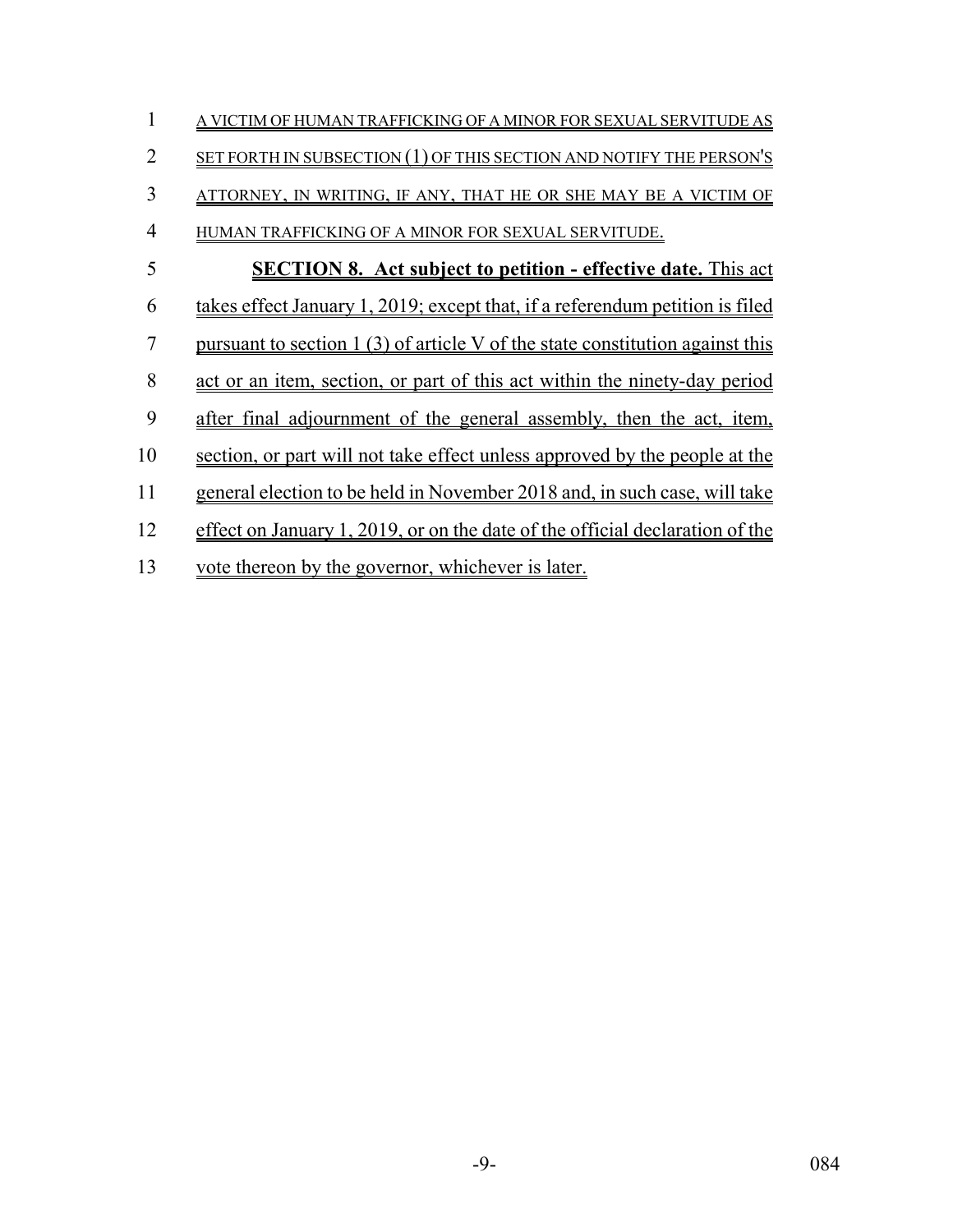A VICTIM OF HUMAN TRAFFICKING OF A MINOR FOR SEXUAL SERVITUDE AS SET FORTH IN SUBSECTION (1) OF THIS SECTION AND NOTIFY THE PERSON'S ATTORNEY, IN WRITING, IF ANY, THAT HE OR SHE MAY BE A VICTIM OF HUMAN TRAFFICKING OF A MINOR FOR SEXUAL SERVITUDE.

**SECTION 8. Act subject to petition - effective date.** This act takes effect January 1, 2019; except that, if a referendum petition is filed pursuant to section 1 (3) of article V of the state constitution against this act or an item, section, or part of this act within the ninety-day period after final adjournment of the general assembly, then the act, item, section, or part will not take effect unless approved by the people at the general election to be held in November 2018 and, in such case, will take effect on January 1, 2019, or on the date of the official declaration of the vote thereon by the governor, whichever is later.